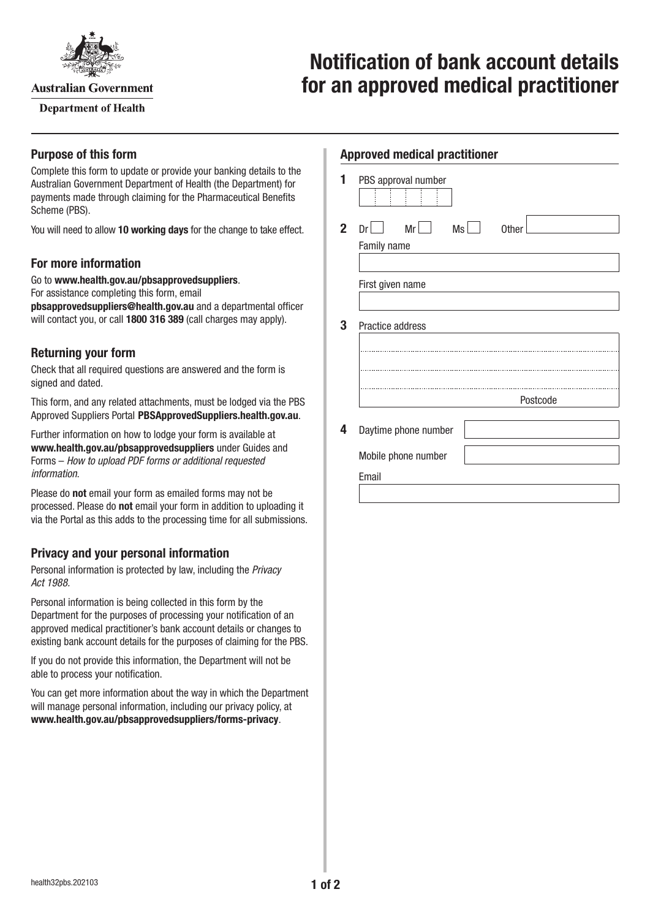Australian Government

Department of Health

# Notification of bank account details for an approved medical practitioner

## Purpose of this form

Complete this form to update or provide your banking details to the Australian Government Department of Health (the Department) for payments made through claiming for the Pharmaceutical Benefits Scheme (PBS).

You will need to allow **10 working days** for the change to take effect.

## For more information

Go to **www.health.gov.au/pbsapprovedsuppliers**.
For assistance completing this form, email **pbsapprovedsuppliers@health.gov.au** and a departmental officer will contact you, or call **1800 316 389** (call charges may apply).

## Returning your form

Check that all required questions are answered and the form is signed and dated.

This form, and any related attachments, must be lodged via the PBS Approved Suppliers Portal **PBSApprovedSuppliers.health.gov.au**.

Further information on how to lodge your form is available at **www.health.gov.au/pbsapprovedsuppliers** under Guides and Forms – *How to upload PDF forms or additional requested information*.

Please do **not** email your form as emailed forms may not be processed. Please do **not** email your form in addition to uploading it via the Portal as this adds to the processing time for all submissions.

## Privacy and your personal information

Personal information is protected by law, including the *Privacy Act 1988*.

Personal information is being collected in this form by the Department for the purposes of processing your notification of an approved medical practitioner's bank account details or changes to existing bank account details for the purposes of claiming for the PBS.

If you do not provide this information, the Department will not be able to process your notification.

You can get more information about the way in which the Department will manage personal information, including our privacy policy, at **www.health.gov.au/pbsapprovedsuppliers/forms-privacy**.

## Approved medical practitioner

**1** PBS approval number

**2** Dr ☐ Mr ☐ Ms ☐ Other

Family name

First given name

**3** Practice address

Postcode

**4** Daytime phone number

Mobile phone number

Email

health32pbs.202103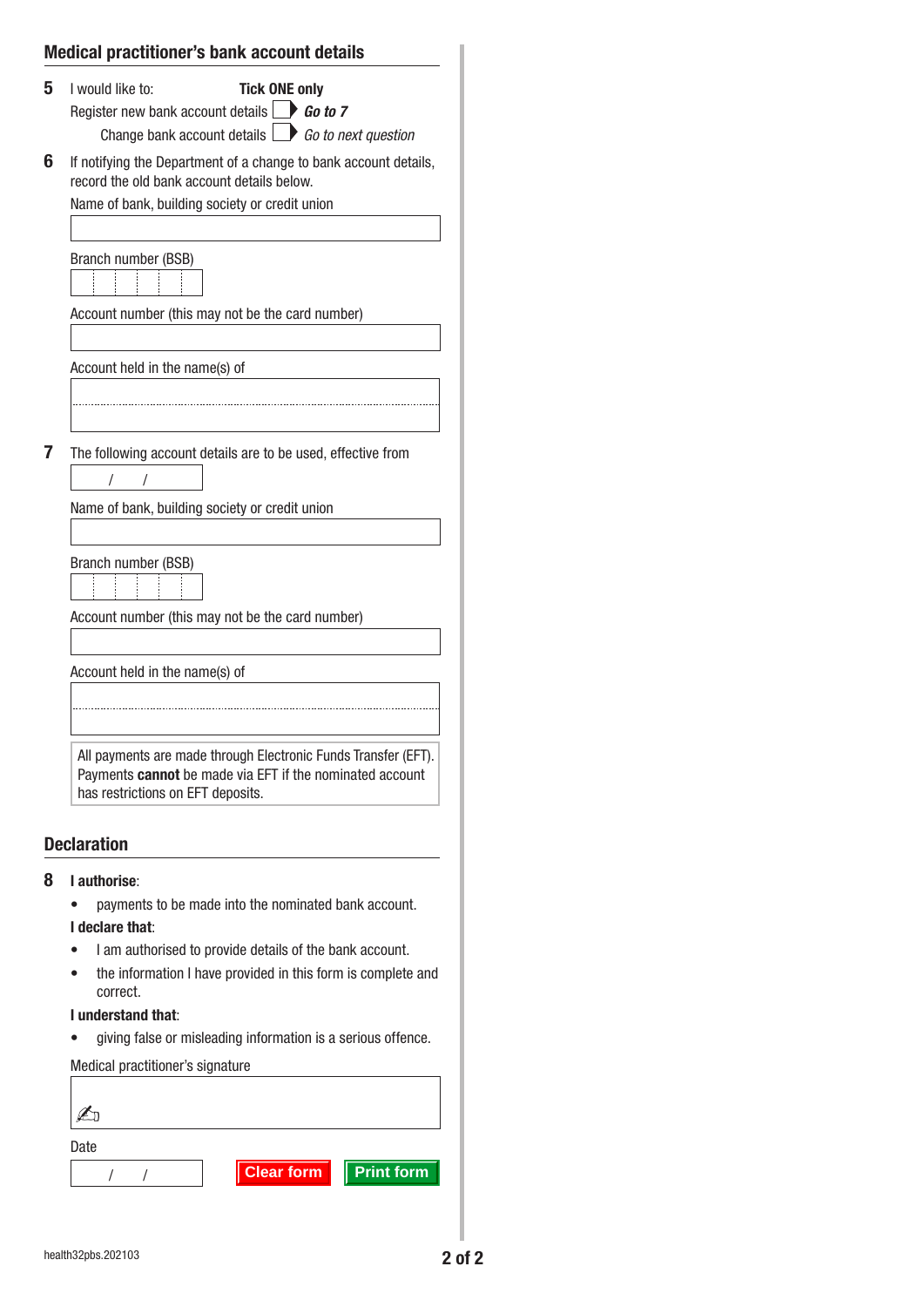## Medical practitioner's bank account details

**5** I would like to: **Tick ONE only**

Register new bank account details ☐ ▶ ***Go to 7***

Change bank account details ☐ ▶ *Go to next question*

**6** If notifying the Department of a change to bank account details, record the old bank account details below.

Name of bank, building society or credit union

Branch number (BSB)

Account number (this may not be the card number)

Account held in the name(s) of

**7** The following account details are to be used, effective from

/ /

Name of bank, building society or credit union

Branch number (BSB)

Account number (this may not be the card number)

Account held in the name(s) of

All payments are made through Electronic Funds Transfer (EFT). Payments **cannot** be made via EFT if the nominated account has restrictions on EFT deposits.

## Declaration

**8** **I authorise**:

- payments to be made into the nominated bank account.

**I declare that**:

- I am authorised to provide details of the bank account.
- the information I have provided in this form is complete and correct.

**I understand that**:

- giving false or misleading information is a serious offence.

Medical practitioner's signature

Date

/ /

Clear form Print form

health32pbs.202103